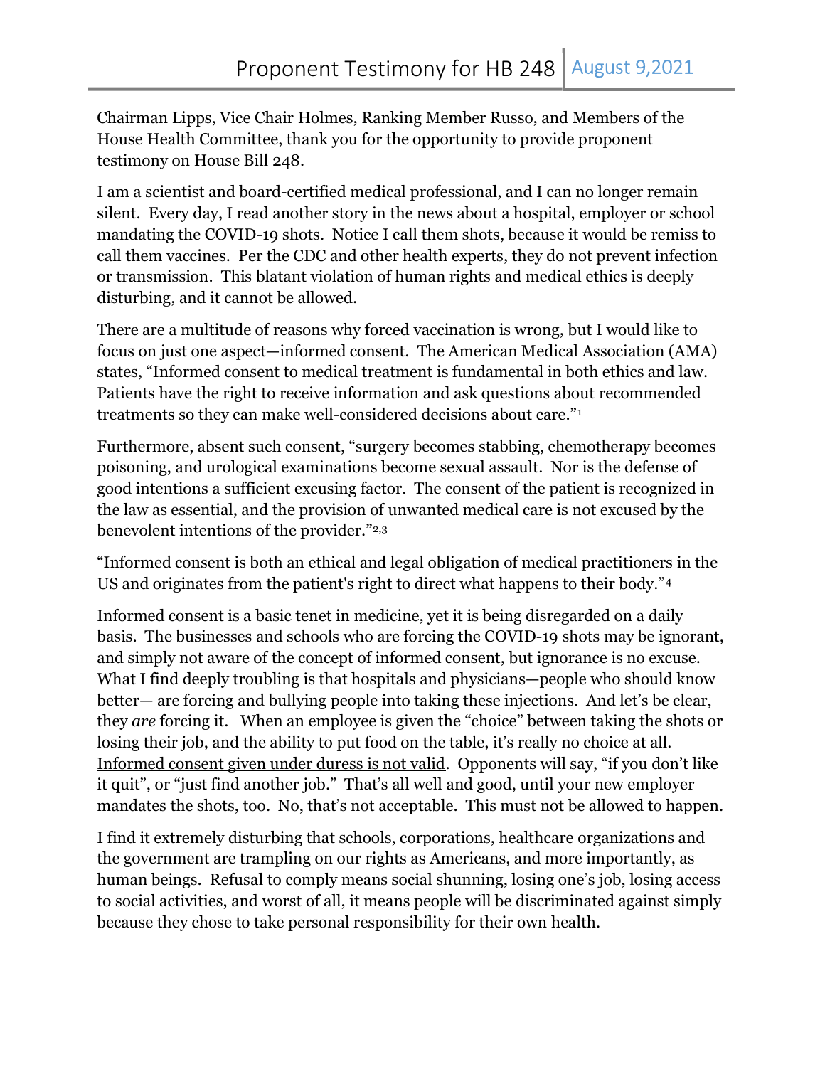# Proponent Testimony for HB 248 | August 9,2021

Chairman Lipps, Vice Chair Holmes, Ranking Member Russo, and Members of the House Health Committee, thank you for the opportunity to provide proponent testimony on House Bill 248.

I am a scientist and board-certified medical professional, and I can no longer remain silent. Every day, I read another story in the news about a hospital, employer or school mandating the COVID-19 shots. Notice I call them shots, because it would be remiss to call them vaccines. Per the CDC and other health experts, they do not prevent infection or transmission. This blatant violation of human rights and medical ethics is deeply disturbing, and it cannot be allowed.

There are a multitude of reasons why forced vaccination is wrong, but I would like to focus on just one aspect—informed consent. The American Medical Association (AMA) states, "Informed consent to medical treatment is fundamental in both ethics and law. Patients have the right to receive information and ask questions about recommended treatments so they can make well-considered decisions about care."[1]

Furthermore, absent such consent, "surgery becomes stabbing, chemotherapy becomes poisoning, and urological examinations become sexual assault. Nor is the defense of good intentions a sufficient excusing factor. The consent of the patient is recognized in the law as essential, and the provision of unwanted medical care is not excused by the benevolent intentions of the provider."[2,3]

"Informed consent is both an ethical and legal obligation of medical practitioners in the US and originates from the patient's right to direct what happens to their body."[4]

Informed consent is a basic tenet in medicine, yet it is being disregarded on a daily basis. The businesses and schools who are forcing the COVID-19 shots may be ignorant, and simply not aware of the concept of informed consent, but ignorance is no excuse. What I find deeply troubling is that hospitals and physicians—people who should know better— are forcing and bullying people into taking these injections. And let's be clear, they *are* forcing it. When an employee is given the "choice" between taking the shots or losing their job, and the ability to put food on the table, it's really no choice at all. <u>Informed consent given under duress is not valid</u>. Opponents will say, "if you don't like it quit", or "just find another job." That's all well and good, until your new employer mandates the shots, too. No, that's not acceptable. This must not be allowed to happen.

I find it extremely disturbing that schools, corporations, healthcare organizations and the government are trampling on our rights as Americans, and more importantly, as human beings. Refusal to comply means social shunning, losing one's job, losing access to social activities, and worst of all, it means people will be discriminated against simply because they chose to take personal responsibility for their own health.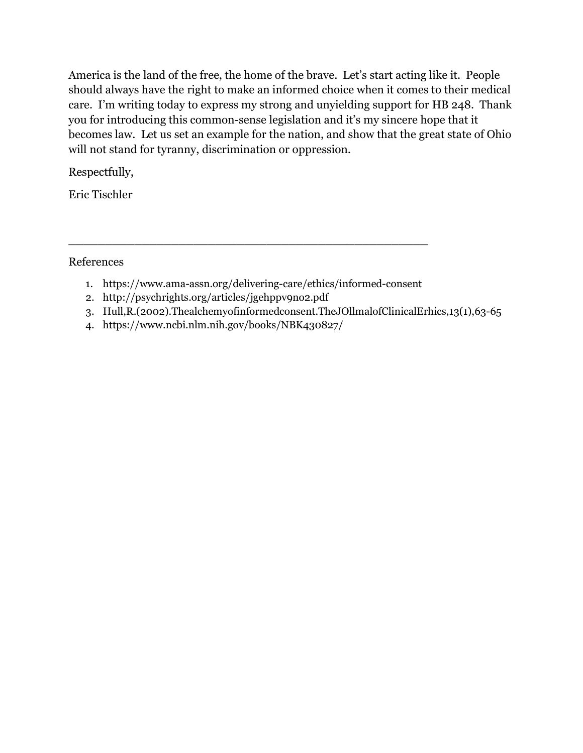America is the land of the free, the home of the brave. Let's start acting like it. People should always have the right to make an informed choice when it comes to their medical care. I'm writing today to express my strong and unyielding support for HB 248. Thank you for introducing this common-sense legislation and it's my sincere hope that it becomes law. Let us set an example for the nation, and show that the great state of Ohio will not stand for tyranny, discrimination or oppression.

Respectfully,

Eric Tischler

---

References

1. https://www.ama-assn.org/delivering-care/ethics/informed-consent
2. http://psychrights.org/articles/jgehppv9no2.pdf
3. Hull,R.(2002).Thealchemyofinformedconsent.TheJOllmalofClinicalErhics,13(1),63-65
4. https://www.ncbi.nlm.nih.gov/books/NBK430827/